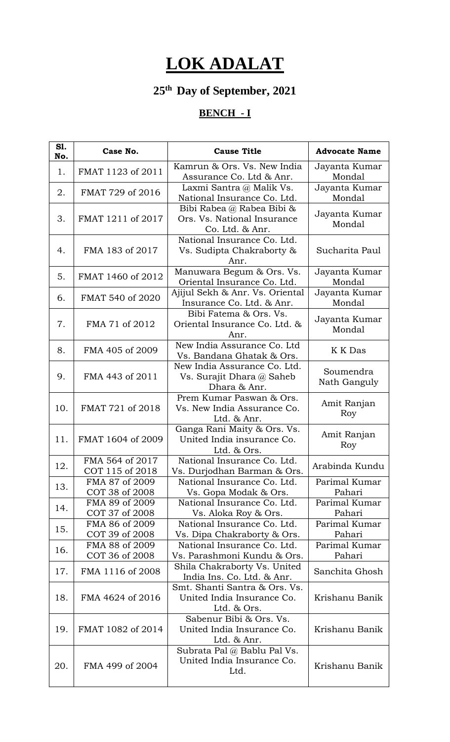# LOK ADALAT

## 25th Day of September, 2021

### BENCH - I

| Sl. No. | Case No. | Cause Title | Advocate Name |
|---|---|---|---|
| 1. | FMAT 1123 of 2011 | Kamrun & Ors. Vs. New India Assurance Co. Ltd & Anr. | Jayanta Kumar Mondal |
| 2. | FMAT 729 of 2016 | Laxmi Santra @ Malik Vs. National Insurance Co. Ltd. | Jayanta Kumar Mondal |
| 3. | FMAT 1211 of 2017 | Bibi Rabea @ Rabea Bibi & Ors. Vs. National Insurance Co. Ltd. & Anr. | Jayanta Kumar Mondal |
| 4. | FMA 183 of 2017 | National Insurance Co. Ltd. Vs. Sudipta Chakraborty & Anr. | Sucharita Paul |
| 5. | FMAT 1460 of 2012 | Manuwara Begum & Ors. Vs. Oriental Insurance Co. Ltd. | Jayanta Kumar Mondal |
| 6. | FMAT 540 of 2020 | Ajijul Sekh & Anr. Vs. Oriental Insurance Co. Ltd. & Anr. | Jayanta Kumar Mondal |
| 7. | FMA 71 of 2012 | Bibi Fatema & Ors. Vs. Oriental Insurance Co. Ltd. & Anr. | Jayanta Kumar Mondal |
| 8. | FMA 405 of 2009 | New India Assurance Co. Ltd Vs. Bandana Ghatak & Ors. | K K Das |
| 9. | FMA 443 of 2011 | New India Assurance Co. Ltd. Vs. Surajit Dhara @ Saheb Dhara & Anr. | Soumendra Nath Ganguly |
| 10. | FMAT 721 of 2018 | Prem Kumar Paswan & Ors. Vs. New India Assurance Co. Ltd. & Anr. | Amit Ranjan Roy |
| 11. | FMAT 1604 of 2009 | Ganga Rani Maity & Ors. Vs. United India insurance Co. Ltd. & Ors. | Amit Ranjan Roy |
| 12. | FMA 564 of 2017<br>COT 115 of 2018 | National Insurance Co. Ltd. Vs. Durjodhan Barman & Ors. | Arabinda Kundu |
| 13. | FMA 87 of 2009<br>COT 38 of 2008 | National Insurance Co. Ltd. Vs. Gopa Modak & Ors. | Parimal Kumar Pahari |
| 14. | FMA 89 of 2009<br>COT 37 of 2008 | National Insurance Co. Ltd. Vs. Aloka Roy & Ors. | Parimal Kumar Pahari |
| 15. | FMA 86 of 2009<br>COT 39 of 2008 | National Insurance Co. Ltd. Vs. Dipa Chakraborty & Ors. | Parimal Kumar Pahari |
| 16. | FMA 88 of 2009<br>COT 36 of 2008 | National Insurance Co. Ltd. Vs. Parashmoni Kundu & Ors. | Parimal Kumar Pahari |
| 17. | FMA 1116 of 2008 | Shila Chakraborty Vs. United India Ins. Co. Ltd. & Anr. | Sanchita Ghosh |
| 18. | FMA 4624 of 2016 | Smt. Shanti Santra & Ors. Vs. United India Insurance Co. Ltd. & Ors. | Krishanu Banik |
| 19. | FMAT 1082 of 2014 | Sabenur Bibi & Ors. Vs. United India Insurance Co. Ltd. & Anr. | Krishanu Banik |
| 20. | FMA 499 of 2004 | Subrata Pal @ Bablu Pal Vs. United India Insurance Co. Ltd. | Krishanu Banik |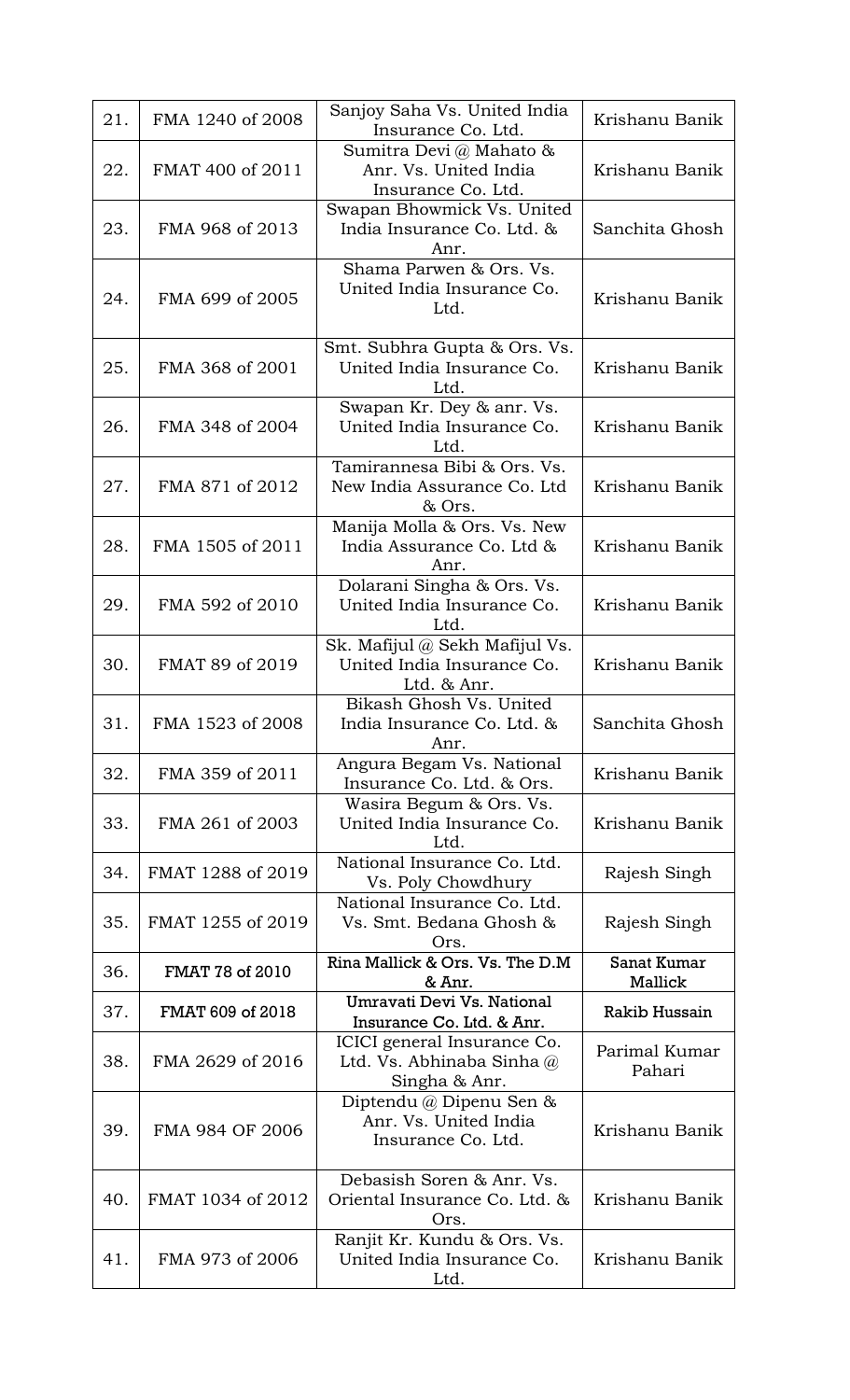| 21. | FMA 1240 of 2008 | Sanjoy Saha Vs. United India Insurance Co. Ltd. | Krishanu Banik |
|---|---|---|---|
| 22. | FMAT 400 of 2011 | Sumitra Devi @ Mahato & Anr. Vs. United India Insurance Co. Ltd. | Krishanu Banik |
| 23. | FMA 968 of 2013 | Swapan Bhowmick Vs. United India Insurance Co. Ltd. & Anr. | Sanchita Ghosh |
| 24. | FMA 699 of 2005 | Shama Parwen & Ors. Vs. United India Insurance Co. Ltd. | Krishanu Banik |
| 25. | FMA 368 of 2001 | Smt. Subhra Gupta & Ors. Vs. United India Insurance Co. Ltd. | Krishanu Banik |
| 26. | FMA 348 of 2004 | Swapan Kr. Dey & anr. Vs. United India Insurance Co. Ltd. | Krishanu Banik |
| 27. | FMA 871 of 2012 | Tamirannesa Bibi & Ors. Vs. New India Assurance Co. Ltd & Ors. | Krishanu Banik |
| 28. | FMA 1505 of 2011 | Manija Molla & Ors. Vs. New India Assurance Co. Ltd & Anr. | Krishanu Banik |
| 29. | FMA 592 of 2010 | Dolarani Singha & Ors. Vs. United India Insurance Co. Ltd. | Krishanu Banik |
| 30. | FMAT 89 of 2019 | Sk. Mafijul @ Sekh Mafijul Vs. United India Insurance Co. Ltd. & Anr. | Krishanu Banik |
| 31. | FMA 1523 of 2008 | Bikash Ghosh Vs. United India Insurance Co. Ltd. & Anr. | Sanchita Ghosh |
| 32. | FMA 359 of 2011 | Angura Begam Vs. National Insurance Co. Ltd. & Ors. | Krishanu Banik |
| 33. | FMA 261 of 2003 | Wasira Begum & Ors. Vs. United India Insurance Co. Ltd. | Krishanu Banik |
| 34. | FMAT 1288 of 2019 | National Insurance Co. Ltd. Vs. Poly Chowdhury | Rajesh Singh |
| 35. | FMAT 1255 of 2019 | National Insurance Co. Ltd. Vs. Smt. Bedana Ghosh & Ors. | Rajesh Singh |
| 36. | FMAT 78 of 2010 | Rina Mallick & Ors. Vs. The D.M & Anr. | Sanat Kumar Mallick |
| 37. | FMAT 609 of 2018 | Umravati Devi Vs. National Insurance Co. Ltd. & Anr. | Rakib Hussain |
| 38. | FMA 2629 of 2016 | ICICI general Insurance Co. Ltd. Vs. Abhinaba Sinha @ Singha & Anr. | Parimal Kumar Pahari |
| 39. | FMA 984 OF 2006 | Diptendu @ Dipenu Sen & Anr. Vs. United India Insurance Co. Ltd. | Krishanu Banik |
| 40. | FMAT 1034 of 2012 | Debasish Soren & Anr. Vs. Oriental Insurance Co. Ltd. & Ors. | Krishanu Banik |
| 41. | FMA 973 of 2006 | Ranjit Kr. Kundu & Ors. Vs. United India Insurance Co. Ltd. | Krishanu Banik |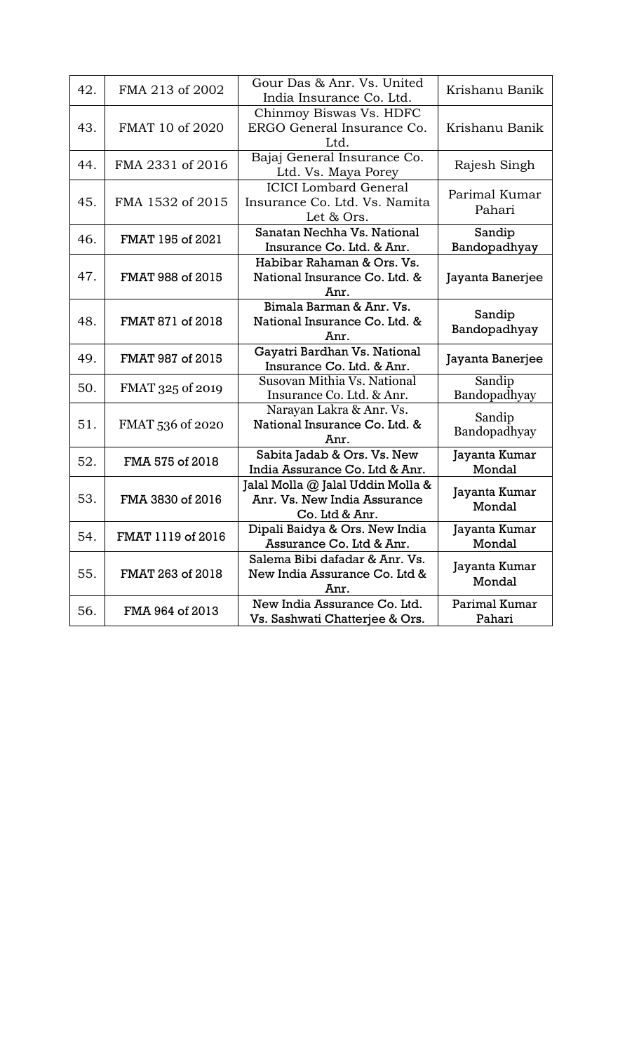| | | | |
|---|---|---|---|
| 42. | FMA 213 of 2002 | Gour Das & Anr. Vs. United India Insurance Co. Ltd. | Krishanu Banik |
| 43. | FMAT 10 of 2020 | Chinmoy Biswas Vs. HDFC ERGO General Insurance Co. Ltd. | Krishanu Banik |
| 44. | FMA 2331 of 2016 | Bajaj General Insurance Co. Ltd. Vs. Maya Porey | Rajesh Singh |
| 45. | FMA 1532 of 2015 | ICICI Lombard General Insurance Co. Ltd. Vs. Namita Let & Ors. | Parimal Kumar Pahari |
| 46. | FMAT 195 of 2021 | Sanatan Nechha Vs. National Insurance Co. Ltd. & Anr. | Sandip Bandopadhyay |
| 47. | FMAT 988 of 2015 | Habibar Rahaman & Ors. Vs. National Insurance Co. Ltd. & Anr. | Jayanta Banerjee |
| 48. | FMAT 871 of 2018 | Bimala Barman & Anr. Vs. National Insurance Co. Ltd. & Anr. | Sandip Bandopadhyay |
| 49. | FMAT 987 of 2015 | Gayatri Bardhan Vs. National Insurance Co. Ltd. & Anr. | Jayanta Banerjee |
| 50. | FMAT 325 of 2019 | Susovan Mithia Vs. National Insurance Co. Ltd. & Anr. | Sandip Bandopadhyay |
| 51. | FMAT 536 of 2020 | Narayan Lakra & Anr. Vs. National Insurance Co. Ltd. & Anr. | Sandip Bandopadhyay |
| 52. | FMA 575 of 2018 | Sabita Jadab & Ors. Vs. New India Assurance Co. Ltd & Anr. | Jayanta Kumar Mondal |
| 53. | FMA 3830 of 2016 | Jalal Molla @ Jalal Uddin Molla & Anr. Vs. New India Assurance Co. Ltd & Anr. | Jayanta Kumar Mondal |
| 54. | FMAT 1119 of 2016 | Dipali Baidya & Ors. New India Assurance Co. Ltd & Anr. | Jayanta Kumar Mondal |
| 55. | FMAT 263 of 2018 | Salema Bibi dafadar & Anr. Vs. New India Assurance Co. Ltd & Anr. | Jayanta Kumar Mondal |
| 56. | FMA 964 of 2013 | New India Assurance Co. Ltd. Vs. Sashwati Chatterjee & Ors. | Parimal Kumar Pahari |